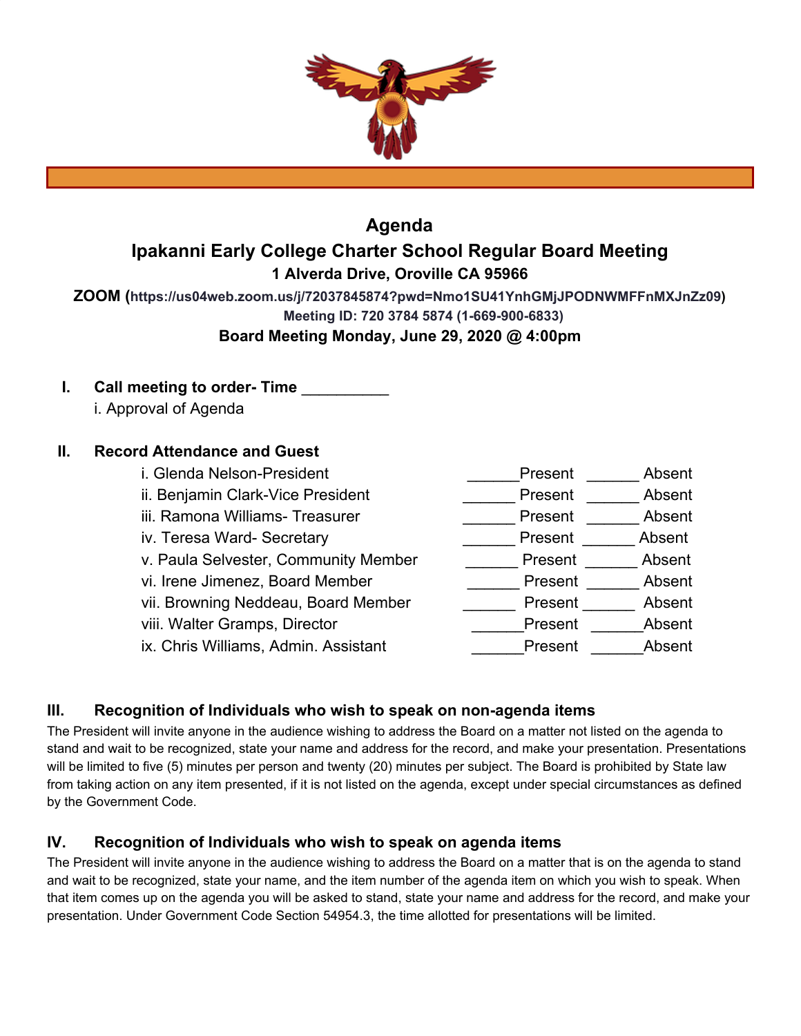# Agenda

## Ipakanni Early College Charter School Regular Board Meeting

**1 Alverda Drive, Oroville CA 95966**

**ZOOM (https://us04web.zoom.us/j/72037845874?pwd=Nmo1SU41YnhGMjJPODNWMFFnMXJnZz09)**

**Meeting ID: 720 3784 5874 (1-669-900-6833)**

**Board Meeting Monday, June 29, 2020 @ 4:00pm**

**I. Call meeting to order- Time __________**

i. Approval of Agenda

**II. Record Attendance and Guest**

| | | |
|---|---|---|
| i. Glenda Nelson-President | ______Present | ______ Absent |
| ii. Benjamin Clark-Vice President | ______ Present | ______ Absent |
| iii. Ramona Williams- Treasurer | ______ Present | ______ Absent |
| iv. Teresa Ward- Secretary | ______ Present | ______ Absent |
| v. Paula Selvester, Community Member | ______ Present | ______ Absent |
| vi. Irene Jimenez, Board Member | ______ Present | ______ Absent |
| vii. Browning Neddeau, Board Member | ______ Present | ______ Absent |
| viii. Walter Gramps, Director | ______Present | ______Absent |
| ix. Chris Williams, Admin. Assistant | ______Present | ______Absent |

### III. Recognition of Individuals who wish to speak on non-agenda items

The President will invite anyone in the audience wishing to address the Board on a matter not listed on the agenda to stand and wait to be recognized, state your name and address for the record, and make your presentation. Presentations will be limited to five (5) minutes per person and twenty (20) minutes per subject. The Board is prohibited by State law from taking action on any item presented, if it is not listed on the agenda, except under special circumstances as defined by the Government Code.

### IV. Recognition of Individuals who wish to speak on agenda items

The President will invite anyone in the audience wishing to address the Board on a matter that is on the agenda to stand and wait to be recognized, state your name, and the item number of the agenda item on which you wish to speak. When that item comes up on the agenda you will be asked to stand, state your name and address for the record, and make your presentation. Under Government Code Section 54954.3, the time allotted for presentations will be limited.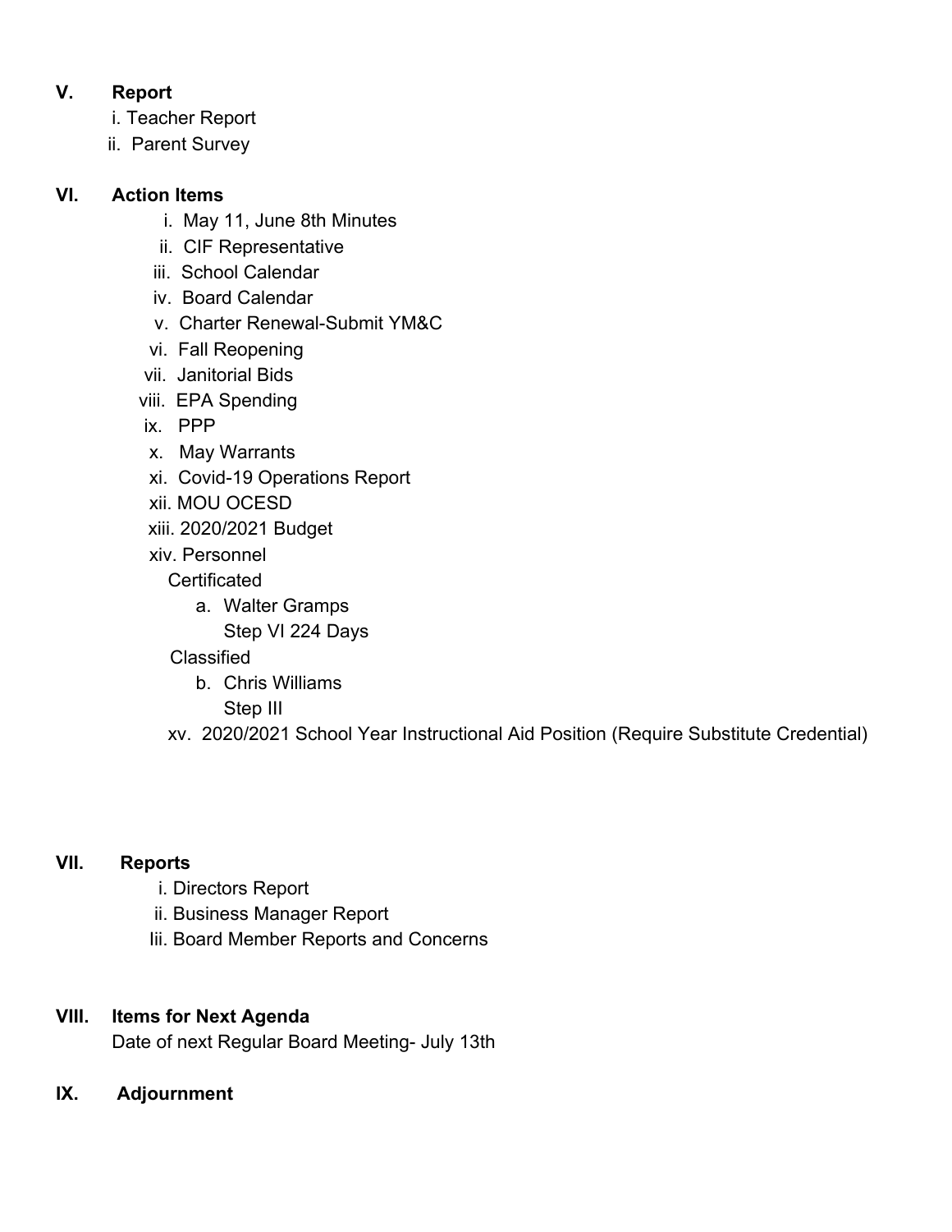## V. Report

i. Teacher Report
ii. Parent Survey

## VI. Action Items

i. May 11, June 8th Minutes
ii. CIF Representative
iii. School Calendar
iv. Board Calendar
v. Charter Renewal-Submit YM&C
vi. Fall Reopening
vii. Janitorial Bids
viii. EPA Spending
ix. PPP
x. May Warrants
xi. Covid-19 Operations Report
xii. MOU OCESD
xiii. 2020/2021 Budget
xiv. Personnel

Certificated

a. Walter Gramps
   Step VI 224 Days

Classified

b. Chris Williams
   Step III

xv. 2020/2021 School Year Instructional Aid Position (Require Substitute Credential)

## VII. Reports

i. Directors Report
ii. Business Manager Report
Iii. Board Member Reports and Concerns

## VIII. Items for Next Agenda

Date of next Regular Board Meeting- July 13th

## IX. Adjournment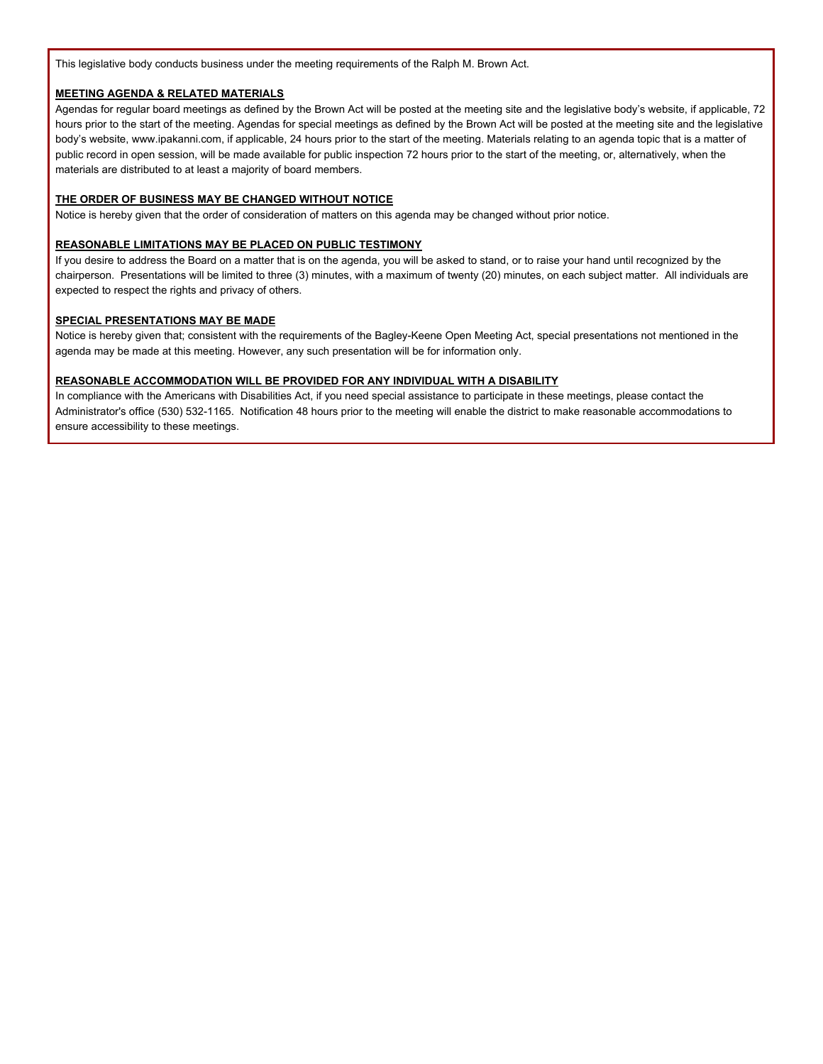This legislative body conducts business under the meeting requirements of the Ralph M. Brown Act.

**MEETING AGENDA & RELATED MATERIALS**

Agendas for regular board meetings as defined by the Brown Act will be posted at the meeting site and the legislative body's website, if applicable, 72 hours prior to the start of the meeting. Agendas for special meetings as defined by the Brown Act will be posted at the meeting site and the legislative body's website, www.ipakanni.com, if applicable, 24 hours prior to the start of the meeting. Materials relating to an agenda topic that is a matter of public record in open session, will be made available for public inspection 72 hours prior to the start of the meeting, or, alternatively, when the materials are distributed to at least a majority of board members.

**THE ORDER OF BUSINESS MAY BE CHANGED WITHOUT NOTICE**

Notice is hereby given that the order of consideration of matters on this agenda may be changed without prior notice.

**REASONABLE LIMITATIONS MAY BE PLACED ON PUBLIC TESTIMONY**

If you desire to address the Board on a matter that is on the agenda, you will be asked to stand, or to raise your hand until recognized by the chairperson. Presentations will be limited to three (3) minutes, with a maximum of twenty (20) minutes, on each subject matter. All individuals are expected to respect the rights and privacy of others.

**SPECIAL PRESENTATIONS MAY BE MADE**

Notice is hereby given that; consistent with the requirements of the Bagley-Keene Open Meeting Act, special presentations not mentioned in the agenda may be made at this meeting. However, any such presentation will be for information only.

**REASONABLE ACCOMMODATION WILL BE PROVIDED FOR ANY INDIVIDUAL WITH A DISABILITY**

In compliance with the Americans with Disabilities Act, if you need special assistance to participate in these meetings, please contact the Administrator's office (530) 532-1165. Notification 48 hours prior to the meeting will enable the district to make reasonable accommodations to ensure accessibility to these meetings.